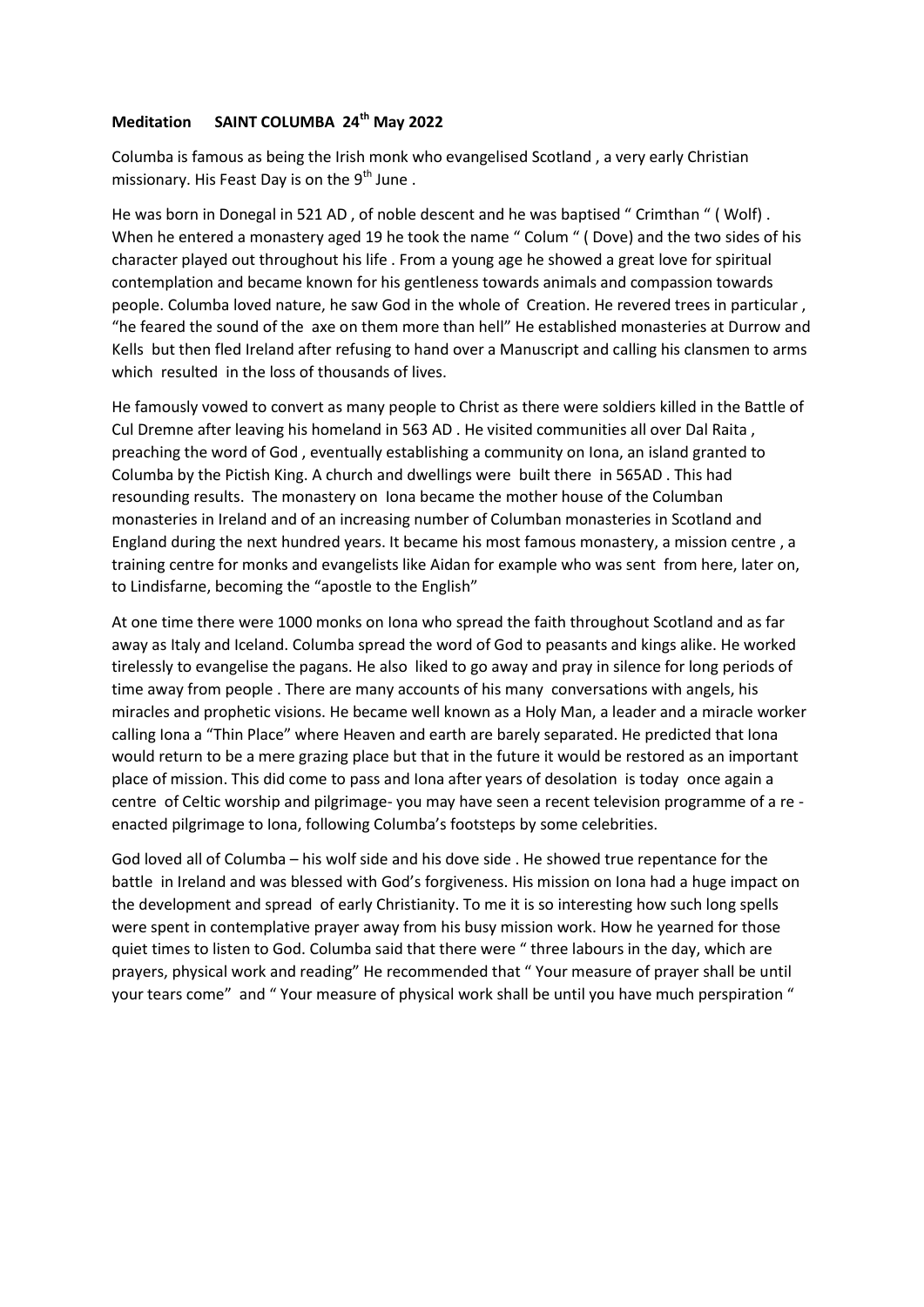**Meditation SAINT COLUMBA 24th May 2022**

Columba is famous as being the Irish monk who evangelised Scotland , a very early Christian missionary. His Feast Day is on the 9th June .

He was born in Donegal in 521 AD , of noble descent and he was baptised " Crimthan " ( Wolf) . When he entered a monastery aged 19 he took the name " Colum " ( Dove) and the two sides of his character played out throughout his life . From a young age he showed a great love for spiritual contemplation and became known for his gentleness towards animals and compassion towards people. Columba loved nature, he saw God in the whole of Creation. He revered trees in particular , "he feared the sound of the axe on them more than hell" He established monasteries at Durrow and Kells but then fled Ireland after refusing to hand over a Manuscript and calling his clansmen to arms which resulted in the loss of thousands of lives.

He famously vowed to convert as many people to Christ as there were soldiers killed in the Battle of Cul Dremne after leaving his homeland in 563 AD . He visited communities all over Dal Raita , preaching the word of God , eventually establishing a community on Iona, an island granted to Columba by the Pictish King. A church and dwellings were built there in 565AD . This had resounding results. The monastery on Iona became the mother house of the Columban monasteries in Ireland and of an increasing number of Columban monasteries in Scotland and England during the next hundred years. It became his most famous monastery, a mission centre , a training centre for monks and evangelists like Aidan for example who was sent from here, later on, to Lindisfarne, becoming the "apostle to the English"

At one time there were 1000 monks on Iona who spread the faith throughout Scotland and as far away as Italy and Iceland. Columba spread the word of God to peasants and kings alike. He worked tirelessly to evangelise the pagans. He also liked to go away and pray in silence for long periods of time away from people . There are many accounts of his many conversations with angels, his miracles and prophetic visions. He became well known as a Holy Man, a leader and a miracle worker calling Iona a "Thin Place" where Heaven and earth are barely separated. He predicted that Iona would return to be a mere grazing place but that in the future it would be restored as an important place of mission. This did come to pass and Iona after years of desolation is today once again a centre of Celtic worship and pilgrimage- you may have seen a recent television programme of a re - enacted pilgrimage to Iona, following Columba's footsteps by some celebrities.

God loved all of Columba – his wolf side and his dove side . He showed true repentance for the battle in Ireland and was blessed with God's forgiveness. His mission on Iona had a huge impact on the development and spread of early Christianity. To me it is so interesting how such long spells were spent in contemplative prayer away from his busy mission work. How he yearned for those quiet times to listen to God. Columba said that there were " three labours in the day, which are prayers, physical work and reading" He recommended that " Your measure of prayer shall be until your tears come" and " Your measure of physical work shall be until you have much perspiration "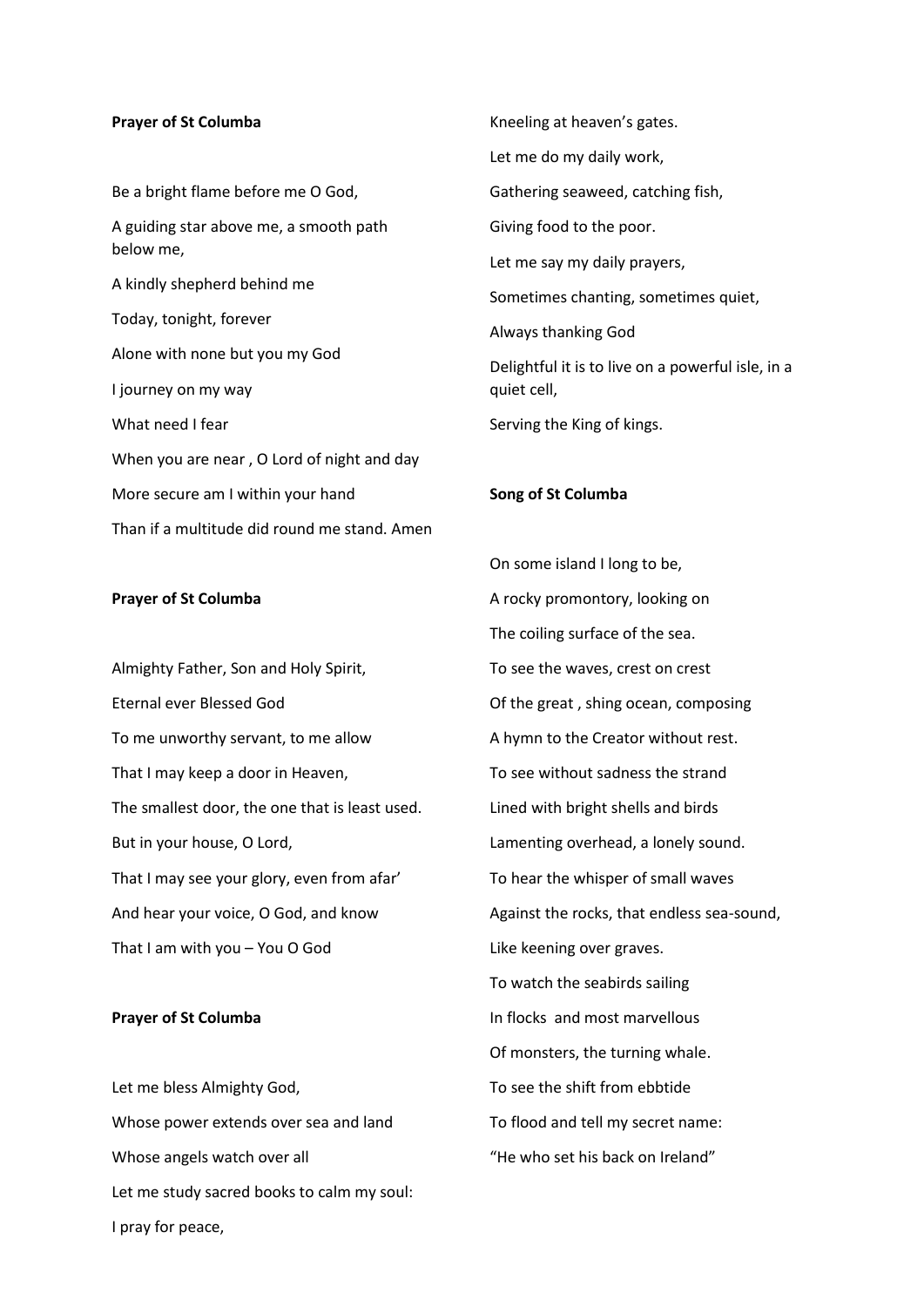**Prayer of St Columba**

Be a bright flame before me O God,

A guiding star above me, a smooth path below me,

A kindly shepherd behind me

Today, tonight, forever

Alone with none but you my God

I journey on my way

What need I fear

When you are near , O Lord of night and day

More secure am I within your hand

Than if a multitude did round me stand. Amen

**Prayer of St Columba**

Almighty Father, Son and Holy Spirit,

Eternal ever Blessed God

To me unworthy servant, to me allow

That I may keep a door in Heaven,

The smallest door, the one that is least used.

But in your house, O Lord,

That I may see your glory, even from afar'

And hear your voice, O God, and know

That I am with you – You O God

**Prayer of St Columba**

Let me bless Almighty God,

Whose power extends over sea and land

Whose angels watch over all

Let me study sacred books to calm my soul:

I pray for peace,

Kneeling at heaven's gates.

Let me do my daily work,

Gathering seaweed, catching fish,

Giving food to the poor.

Let me say my daily prayers,

Sometimes chanting, sometimes quiet,

Always thanking God

Delightful it is to live on a powerful isle, in a quiet cell,

Serving the King of kings.

**Song of St Columba**

On some island I long to be,

A rocky promontory, looking on

The coiling surface of the sea.

To see the waves, crest on crest

Of the great , shing ocean, composing

A hymn to the Creator without rest.

To see without sadness the strand

Lined with bright shells and birds

Lamenting overhead, a lonely sound.

To hear the whisper of small waves

Against the rocks, that endless sea-sound,

Like keening over graves.

To watch the seabirds sailing

In flocks and most marvellous

Of monsters, the turning whale.

To see the shift from ebbtide

To flood and tell my secret name:

"He who set his back on Ireland"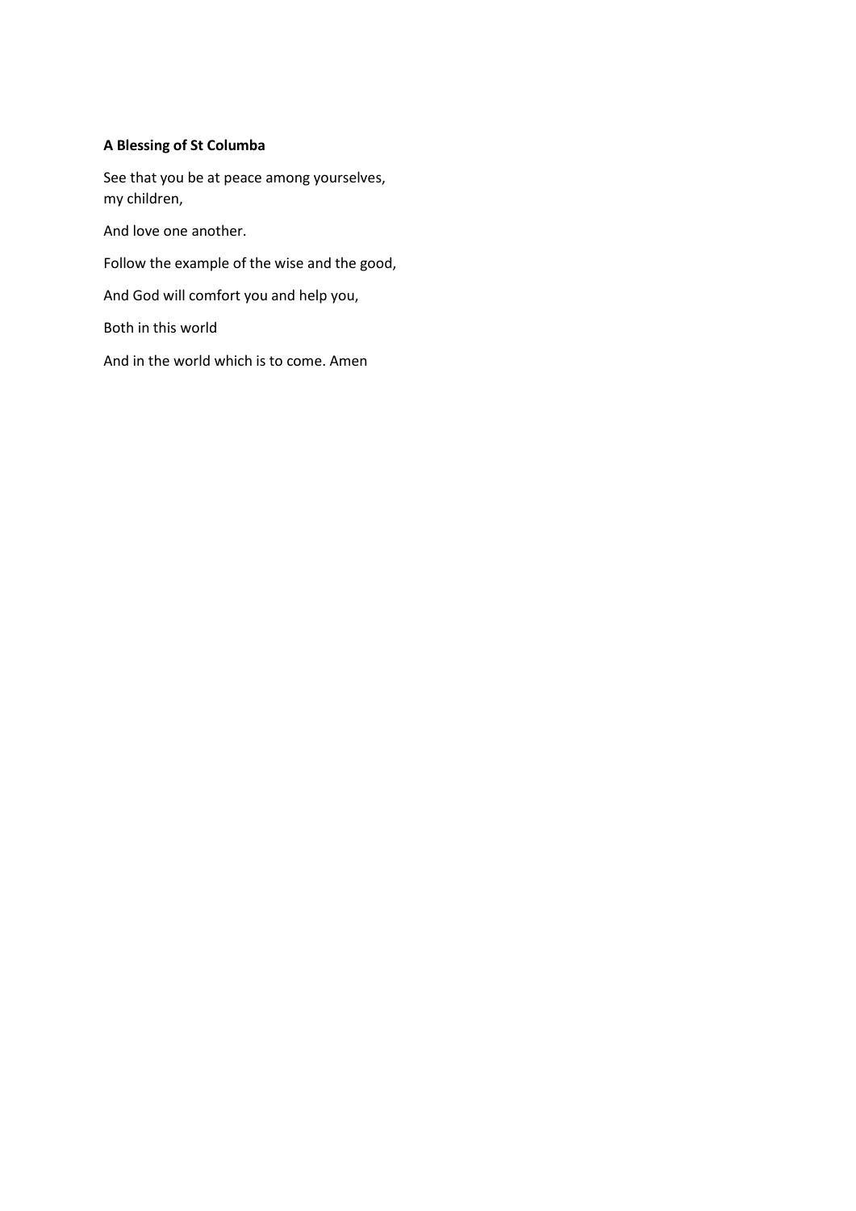**A Blessing of St Columba**

See that you be at peace among yourselves,
my children,

And love one another.

Follow the example of the wise and the good,

And God will comfort you and help you,

Both in this world

And in the world which is to come. Amen